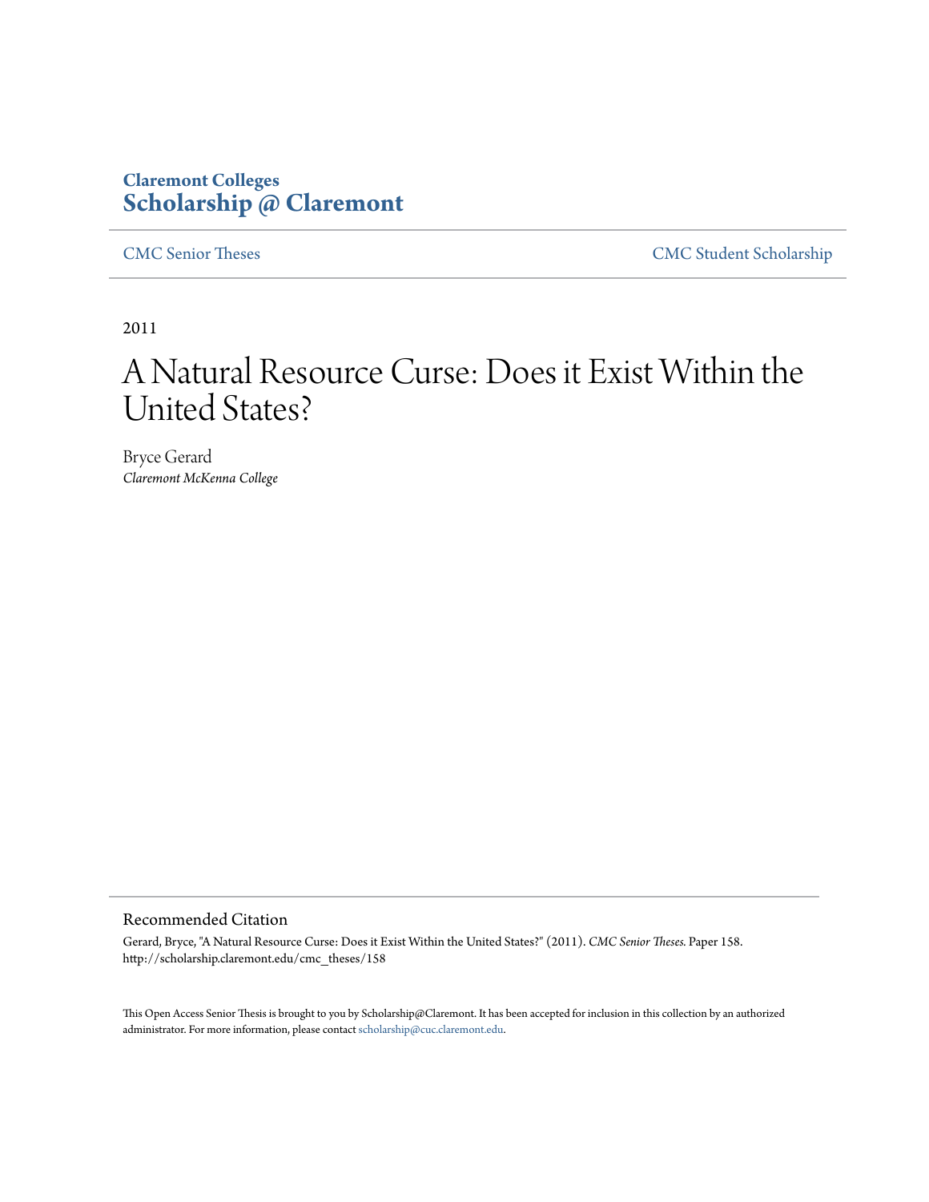**Claremont Colleges**
**Scholarship @ Claremont**

CMC Senior Theses | CMC Student Scholarship

2011

# A Natural Resource Curse: Does it Exist Within the United States?

Bryce Gerard
*Claremont McKenna College*

## Recommended Citation

Gerard, Bryce, "A Natural Resource Curse: Does it Exist Within the United States?" (2011). *CMC Senior Theses.* Paper 158.
http://scholarship.claremont.edu/cmc_theses/158

This Open Access Senior Thesis is brought to you by Scholarship@Claremont. It has been accepted for inclusion in this collection by an authorized administrator. For more information, please contact scholarship@cuc.claremont.edu.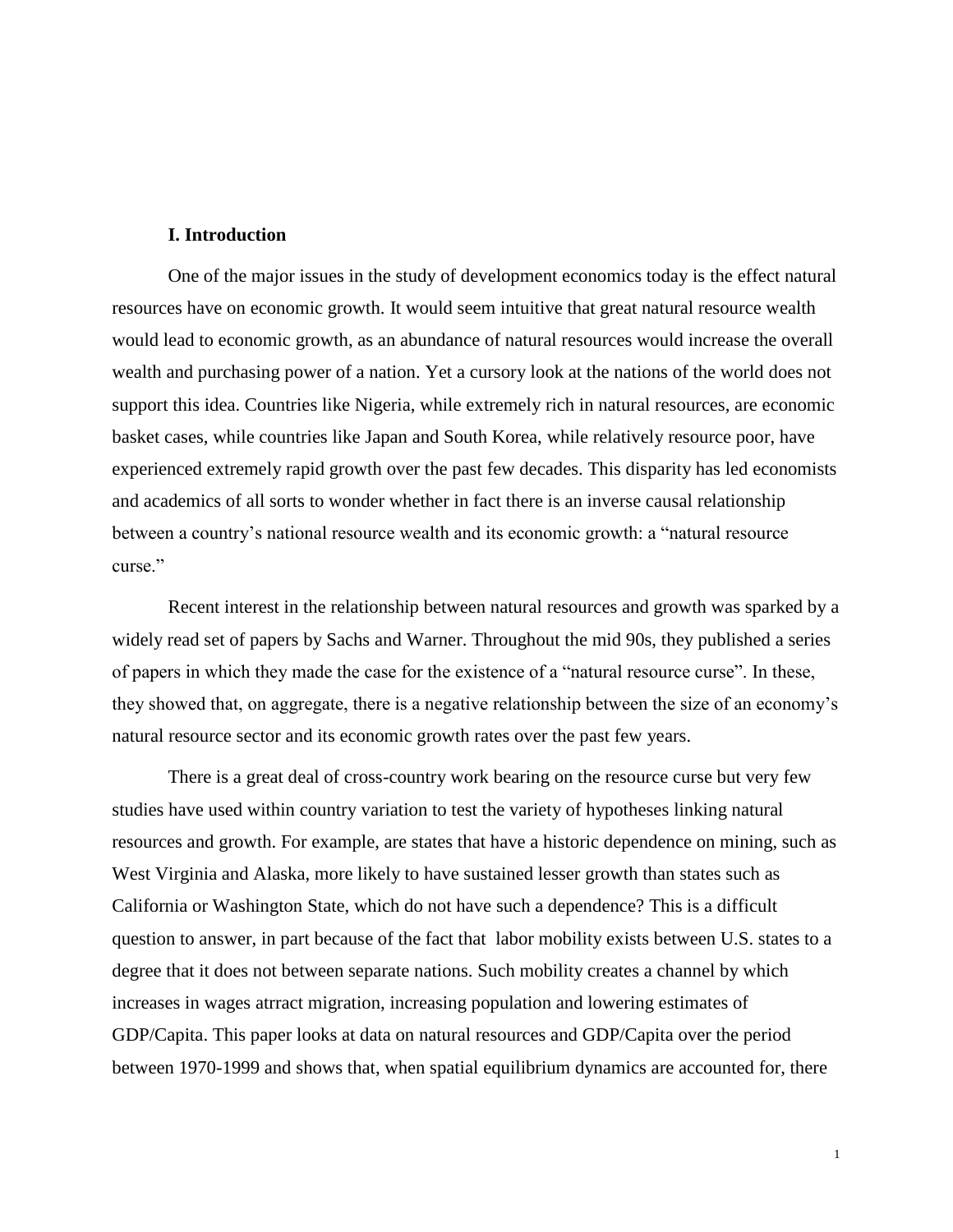## I. Introduction

One of the major issues in the study of development economics today is the effect natural resources have on economic growth. It would seem intuitive that great natural resource wealth would lead to economic growth, as an abundance of natural resources would increase the overall wealth and purchasing power of a nation. Yet a cursory look at the nations of the world does not support this idea. Countries like Nigeria, while extremely rich in natural resources, are economic basket cases, while countries like Japan and South Korea, while relatively resource poor, have experienced extremely rapid growth over the past few decades. This disparity has led economists and academics of all sorts to wonder whether in fact there is an inverse causal relationship between a country's national resource wealth and its economic growth: a "natural resource curse."

Recent interest in the relationship between natural resources and growth was sparked by a widely read set of papers by Sachs and Warner. Throughout the mid 90s, they published a series of papers in which they made the case for the existence of a "natural resource curse". In these, they showed that, on aggregate, there is a negative relationship between the size of an economy's natural resource sector and its economic growth rates over the past few years.

There is a great deal of cross-country work bearing on the resource curse but very few studies have used within country variation to test the variety of hypotheses linking natural resources and growth. For example, are states that have a historic dependence on mining, such as West Virginia and Alaska, more likely to have sustained lesser growth than states such as California or Washington State, which do not have such a dependence? This is a difficult question to answer, in part because of the fact that labor mobility exists between U.S. states to a degree that it does not between separate nations. Such mobility creates a channel by which increases in wages atrract migration, increasing population and lowering estimates of GDP/Capita. This paper looks at data on natural resources and GDP/Capita over the period between 1970-1999 and shows that, when spatial equilibrium dynamics are accounted for, there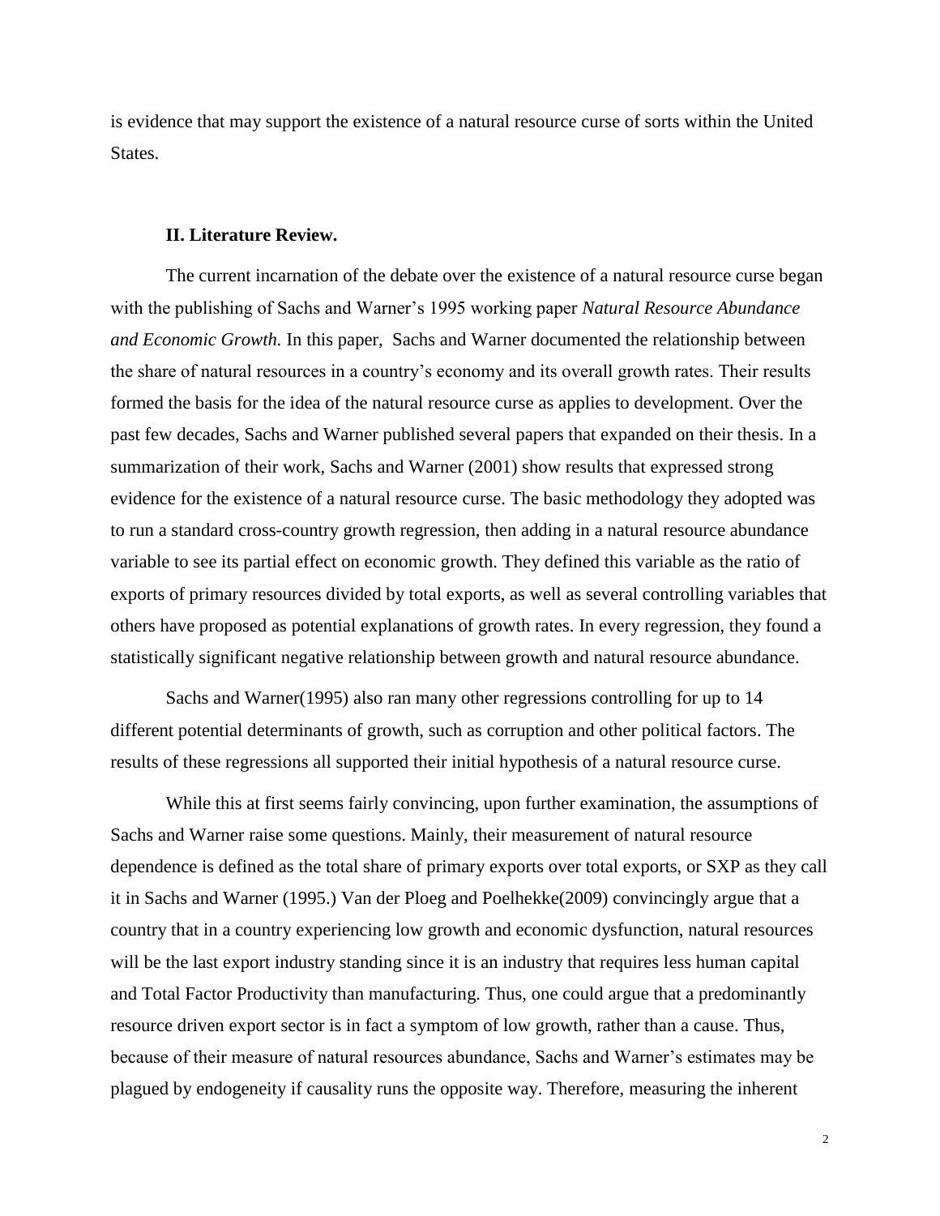is evidence that may support the existence of a natural resource curse of sorts within the United States.

### II. Literature Review.

The current incarnation of the debate over the existence of a natural resource curse began with the publishing of Sachs and Warner's 1995 working paper *Natural Resource Abundance and Economic Growth.* In this paper, Sachs and Warner documented the relationship between the share of natural resources in a country's economy and its overall growth rates. Their results formed the basis for the idea of the natural resource curse as applies to development. Over the past few decades, Sachs and Warner published several papers that expanded on their thesis. In a summarization of their work, Sachs and Warner (2001) show results that expressed strong evidence for the existence of a natural resource curse. The basic methodology they adopted was to run a standard cross-country growth regression, then adding in a natural resource abundance variable to see its partial effect on economic growth. They defined this variable as the ratio of exports of primary resources divided by total exports, as well as several controlling variables that others have proposed as potential explanations of growth rates. In every regression, they found a statistically significant negative relationship between growth and natural resource abundance.

Sachs and Warner(1995) also ran many other regressions controlling for up to 14 different potential determinants of growth, such as corruption and other political factors. The results of these regressions all supported their initial hypothesis of a natural resource curse.

While this at first seems fairly convincing, upon further examination, the assumptions of Sachs and Warner raise some questions. Mainly, their measurement of natural resource dependence is defined as the total share of primary exports over total exports, or SXP as they call it in Sachs and Warner (1995.) Van der Ploeg and Poelhekke(2009) convincingly argue that a country that in a country experiencing low growth and economic dysfunction, natural resources will be the last export industry standing since it is an industry that requires less human capital and Total Factor Productivity than manufacturing. Thus, one could argue that a predominantly resource driven export sector is in fact a symptom of low growth, rather than a cause. Thus, because of their measure of natural resources abundance, Sachs and Warner's estimates may be plagued by endogeneity if causality runs the opposite way. Therefore, measuring the inherent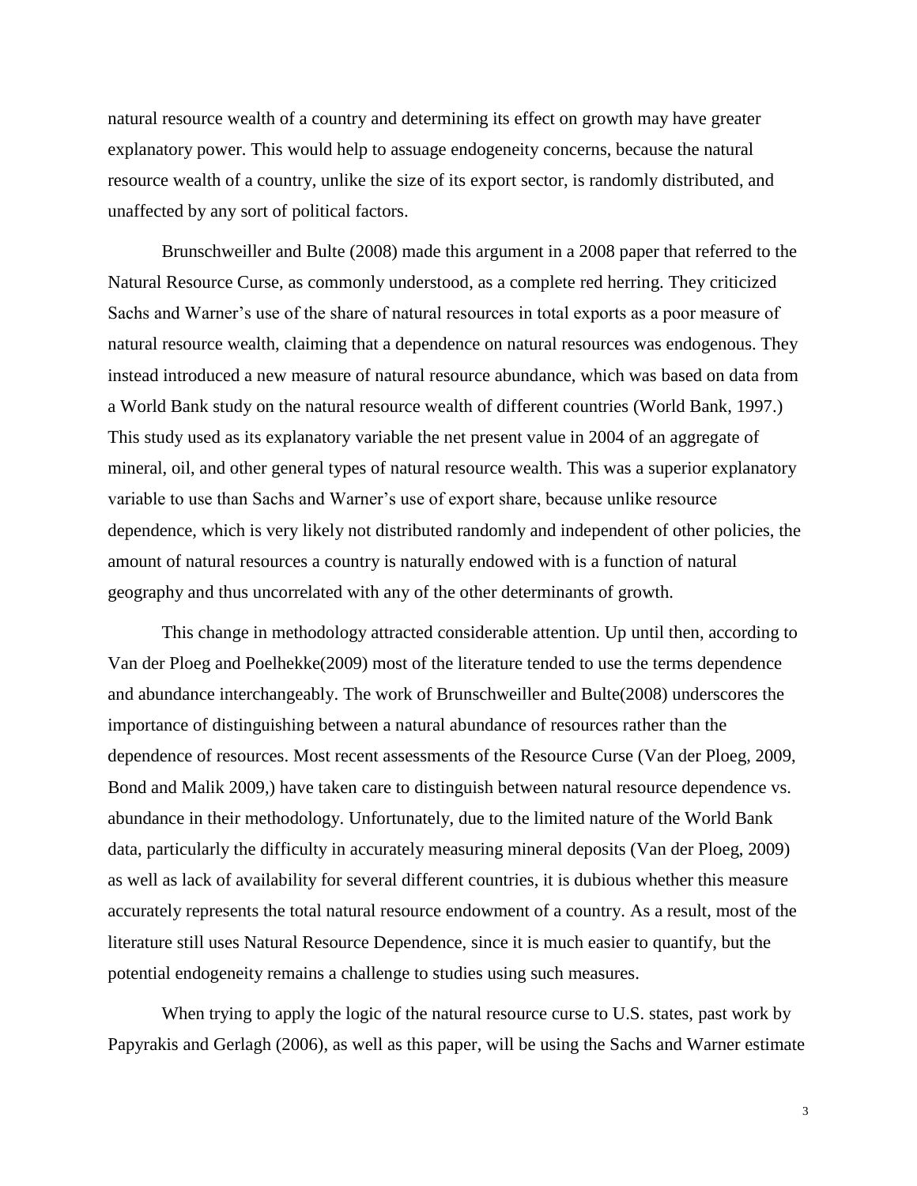natural resource wealth of a country and determining its effect on growth may have greater explanatory power. This would help to assuage endogeneity concerns, because the natural resource wealth of a country, unlike the size of its export sector, is randomly distributed, and unaffected by any sort of political factors.

Brunschweiller and Bulte (2008) made this argument in a 2008 paper that referred to the Natural Resource Curse, as commonly understood, as a complete red herring. They criticized Sachs and Warner's use of the share of natural resources in total exports as a poor measure of natural resource wealth, claiming that a dependence on natural resources was endogenous. They instead introduced a new measure of natural resource abundance, which was based on data from a World Bank study on the natural resource wealth of different countries (World Bank, 1997.) This study used as its explanatory variable the net present value in 2004 of an aggregate of mineral, oil, and other general types of natural resource wealth. This was a superior explanatory variable to use than Sachs and Warner's use of export share, because unlike resource dependence, which is very likely not distributed randomly and independent of other policies, the amount of natural resources a country is naturally endowed with is a function of natural geography and thus uncorrelated with any of the other determinants of growth.

This change in methodology attracted considerable attention. Up until then, according to Van der Ploeg and Poelhekke(2009) most of the literature tended to use the terms dependence and abundance interchangeably. The work of Brunschweiller and Bulte(2008) underscores the importance of distinguishing between a natural abundance of resources rather than the dependence of resources. Most recent assessments of the Resource Curse (Van der Ploeg, 2009, Bond and Malik 2009,) have taken care to distinguish between natural resource dependence vs. abundance in their methodology. Unfortunately, due to the limited nature of the World Bank data, particularly the difficulty in accurately measuring mineral deposits (Van der Ploeg, 2009) as well as lack of availability for several different countries, it is dubious whether this measure accurately represents the total natural resource endowment of a country. As a result, most of the literature still uses Natural Resource Dependence, since it is much easier to quantify, but the potential endogeneity remains a challenge to studies using such measures.

When trying to apply the logic of the natural resource curse to U.S. states, past work by Papyrakis and Gerlagh (2006), as well as this paper, will be using the Sachs and Warner estimate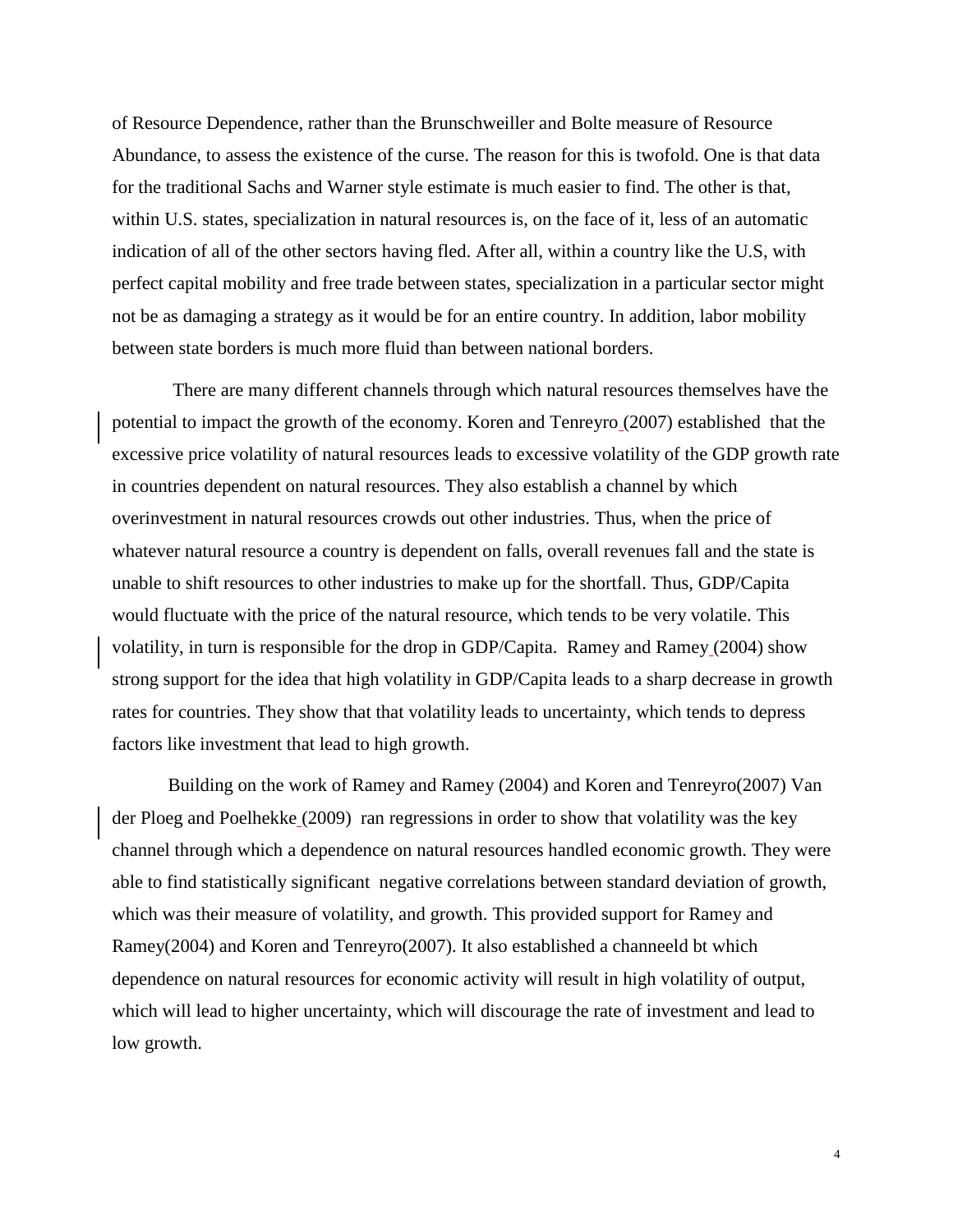of Resource Dependence, rather than the Brunschweiller and Bolte measure of Resource Abundance, to assess the existence of the curse. The reason for this is twofold. One is that data for the traditional Sachs and Warner style estimate is much easier to find. The other is that, within U.S. states, specialization in natural resources is, on the face of it, less of an automatic indication of all of the other sectors having fled. After all, within a country like the U.S, with perfect capital mobility and free trade between states, specialization in a particular sector might not be as damaging a strategy as it would be for an entire country. In addition, labor mobility between state borders is much more fluid than between national borders.

There are many different channels through which natural resources themselves have the potential to impact the growth of the economy. Koren and Tenreyro (2007) established that the excessive price volatility of natural resources leads to excessive volatility of the GDP growth rate in countries dependent on natural resources. They also establish a channel by which overinvestment in natural resources crowds out other industries. Thus, when the price of whatever natural resource a country is dependent on falls, overall revenues fall and the state is unable to shift resources to other industries to make up for the shortfall. Thus, GDP/Capita would fluctuate with the price of the natural resource, which tends to be very volatile. This volatility, in turn is responsible for the drop in GDP/Capita. Ramey and Ramey (2004) show strong support for the idea that high volatility in GDP/Capita leads to a sharp decrease in growth rates for countries. They show that that volatility leads to uncertainty, which tends to depress factors like investment that lead to high growth.

Building on the work of Ramey and Ramey (2004) and Koren and Tenreyro(2007) Van der Ploeg and Poelhekke (2009) ran regressions in order to show that volatility was the key channel through which a dependence on natural resources handled economic growth. They were able to find statistically significant negative correlations between standard deviation of growth, which was their measure of volatility, and growth. This provided support for Ramey and Ramey(2004) and Koren and Tenreyro(2007). It also established a channeeld bt which dependence on natural resources for economic activity will result in high volatility of output, which will lead to higher uncertainty, which will discourage the rate of investment and lead to low growth.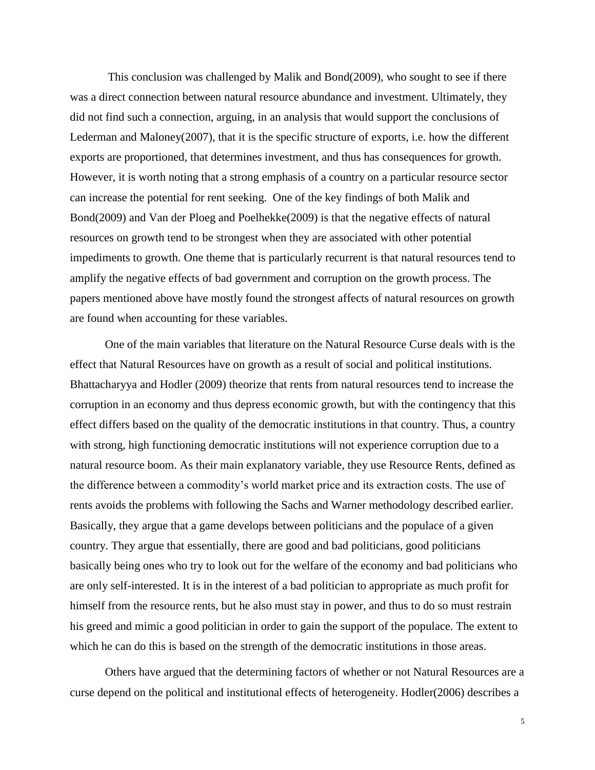This conclusion was challenged by Malik and Bond(2009), who sought to see if there was a direct connection between natural resource abundance and investment. Ultimately, they did not find such a connection, arguing, in an analysis that would support the conclusions of Lederman and Maloney(2007), that it is the specific structure of exports, i.e. how the different exports are proportioned, that determines investment, and thus has consequences for growth. However, it is worth noting that a strong emphasis of a country on a particular resource sector can increase the potential for rent seeking. One of the key findings of both Malik and Bond(2009) and Van der Ploeg and Poelhekke(2009) is that the negative effects of natural resources on growth tend to be strongest when they are associated with other potential impediments to growth. One theme that is particularly recurrent is that natural resources tend to amplify the negative effects of bad government and corruption on the growth process. The papers mentioned above have mostly found the strongest affects of natural resources on growth are found when accounting for these variables.

One of the main variables that literature on the Natural Resource Curse deals with is the effect that Natural Resources have on growth as a result of social and political institutions. Bhattacharyya and Hodler (2009) theorize that rents from natural resources tend to increase the corruption in an economy and thus depress economic growth, but with the contingency that this effect differs based on the quality of the democratic institutions in that country. Thus, a country with strong, high functioning democratic institutions will not experience corruption due to a natural resource boom. As their main explanatory variable, they use Resource Rents, defined as the difference between a commodity's world market price and its extraction costs. The use of rents avoids the problems with following the Sachs and Warner methodology described earlier. Basically, they argue that a game develops between politicians and the populace of a given country. They argue that essentially, there are good and bad politicians, good politicians basically being ones who try to look out for the welfare of the economy and bad politicians who are only self-interested. It is in the interest of a bad politician to appropriate as much profit for himself from the resource rents, but he also must stay in power, and thus to do so must restrain his greed and mimic a good politician in order to gain the support of the populace. The extent to which he can do this is based on the strength of the democratic institutions in those areas.

Others have argued that the determining factors of whether or not Natural Resources are a curse depend on the political and institutional effects of heterogeneity. Hodler(2006) describes a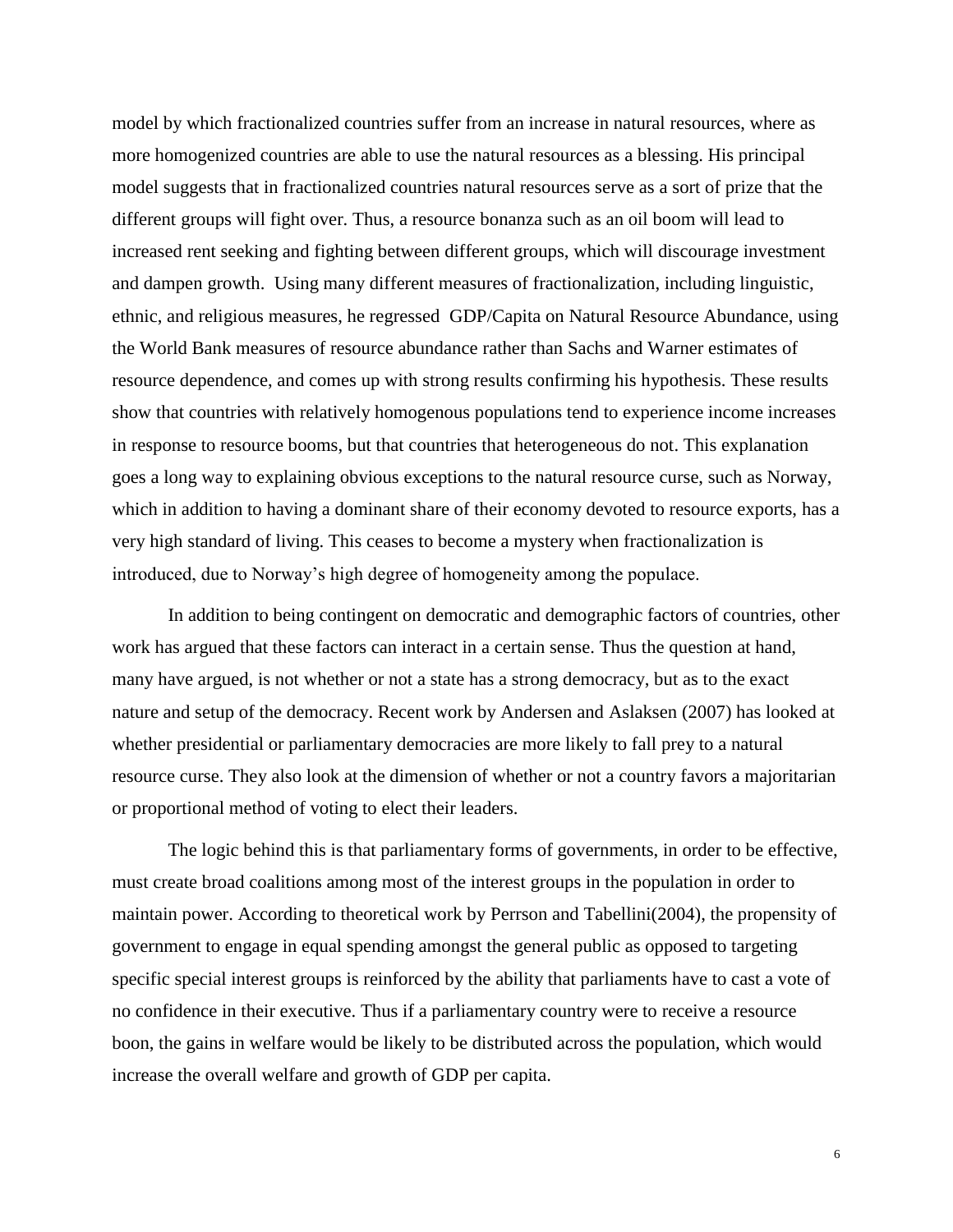model by which fractionalized countries suffer from an increase in natural resources, where as more homogenized countries are able to use the natural resources as a blessing. His principal model suggests that in fractionalized countries natural resources serve as a sort of prize that the different groups will fight over. Thus, a resource bonanza such as an oil boom will lead to increased rent seeking and fighting between different groups, which will discourage investment and dampen growth. Using many different measures of fractionalization, including linguistic, ethnic, and religious measures, he regressed GDP/Capita on Natural Resource Abundance, using the World Bank measures of resource abundance rather than Sachs and Warner estimates of resource dependence, and comes up with strong results confirming his hypothesis. These results show that countries with relatively homogenous populations tend to experience income increases in response to resource booms, but that countries that heterogeneous do not. This explanation goes a long way to explaining obvious exceptions to the natural resource curse, such as Norway, which in addition to having a dominant share of their economy devoted to resource exports, has a very high standard of living. This ceases to become a mystery when fractionalization is introduced, due to Norway's high degree of homogeneity among the populace.

In addition to being contingent on democratic and demographic factors of countries, other work has argued that these factors can interact in a certain sense. Thus the question at hand, many have argued, is not whether or not a state has a strong democracy, but as to the exact nature and setup of the democracy. Recent work by Andersen and Aslaksen (2007) has looked at whether presidential or parliamentary democracies are more likely to fall prey to a natural resource curse. They also look at the dimension of whether or not a country favors a majoritarian or proportional method of voting to elect their leaders.

The logic behind this is that parliamentary forms of governments, in order to be effective, must create broad coalitions among most of the interest groups in the population in order to maintain power. According to theoretical work by Perrson and Tabellini(2004), the propensity of government to engage in equal spending amongst the general public as opposed to targeting specific special interest groups is reinforced by the ability that parliaments have to cast a vote of no confidence in their executive. Thus if a parliamentary country were to receive a resource boon, the gains in welfare would be likely to be distributed across the population, which would increase the overall welfare and growth of GDP per capita.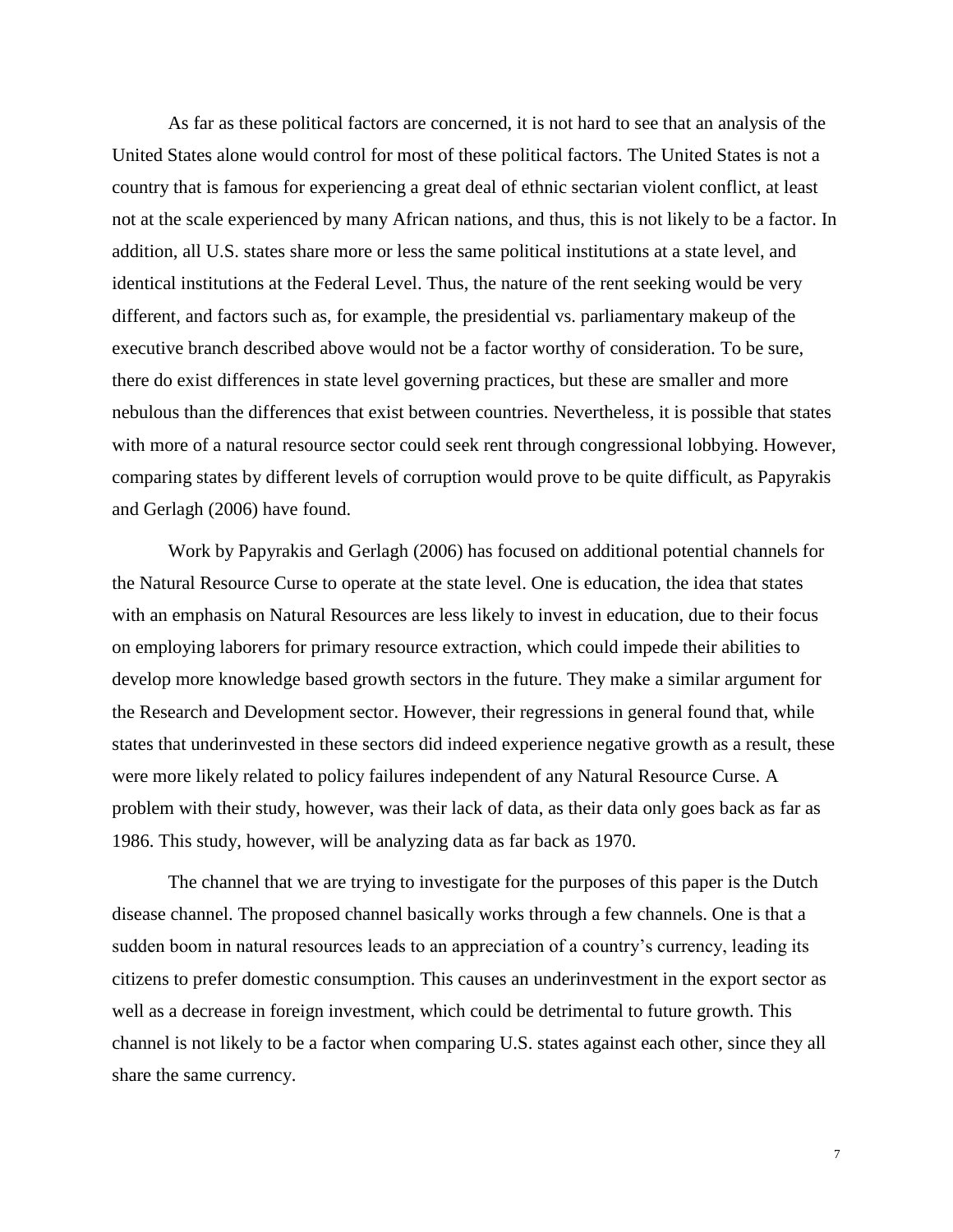As far as these political factors are concerned, it is not hard to see that an analysis of the United States alone would control for most of these political factors. The United States is not a country that is famous for experiencing a great deal of ethnic sectarian violent conflict, at least not at the scale experienced by many African nations, and thus, this is not likely to be a factor. In addition, all U.S. states share more or less the same political institutions at a state level, and identical institutions at the Federal Level. Thus, the nature of the rent seeking would be very different, and factors such as, for example, the presidential vs. parliamentary makeup of the executive branch described above would not be a factor worthy of consideration. To be sure, there do exist differences in state level governing practices, but these are smaller and more nebulous than the differences that exist between countries. Nevertheless, it is possible that states with more of a natural resource sector could seek rent through congressional lobbying. However, comparing states by different levels of corruption would prove to be quite difficult, as Papyrakis and Gerlagh (2006) have found.

Work by Papyrakis and Gerlagh (2006) has focused on additional potential channels for the Natural Resource Curse to operate at the state level. One is education, the idea that states with an emphasis on Natural Resources are less likely to invest in education, due to their focus on employing laborers for primary resource extraction, which could impede their abilities to develop more knowledge based growth sectors in the future. They make a similar argument for the Research and Development sector. However, their regressions in general found that, while states that underinvested in these sectors did indeed experience negative growth as a result, these were more likely related to policy failures independent of any Natural Resource Curse. A problem with their study, however, was their lack of data, as their data only goes back as far as 1986. This study, however, will be analyzing data as far back as 1970.

The channel that we are trying to investigate for the purposes of this paper is the Dutch disease channel. The proposed channel basically works through a few channels. One is that a sudden boom in natural resources leads to an appreciation of a country's currency, leading its citizens to prefer domestic consumption. This causes an underinvestment in the export sector as well as a decrease in foreign investment, which could be detrimental to future growth. This channel is not likely to be a factor when comparing U.S. states against each other, since they all share the same currency.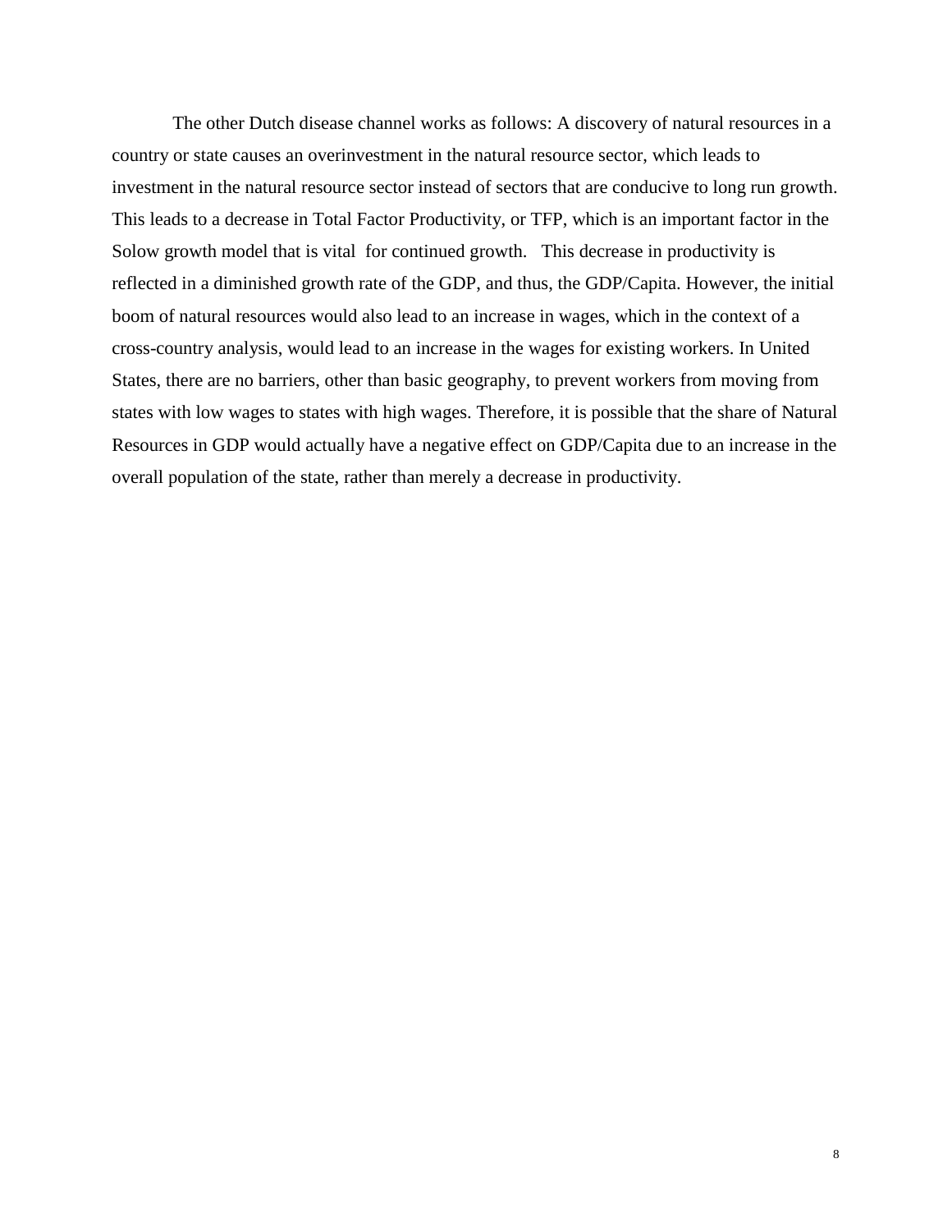The other Dutch disease channel works as follows: A discovery of natural resources in a country or state causes an overinvestment in the natural resource sector, which leads to investment in the natural resource sector instead of sectors that are conducive to long run growth. This leads to a decrease in Total Factor Productivity, or TFP, which is an important factor in the Solow growth model that is vital for continued growth. This decrease in productivity is reflected in a diminished growth rate of the GDP, and thus, the GDP/Capita. However, the initial boom of natural resources would also lead to an increase in wages, which in the context of a cross-country analysis, would lead to an increase in the wages for existing workers. In United States, there are no barriers, other than basic geography, to prevent workers from moving from states with low wages to states with high wages. Therefore, it is possible that the share of Natural Resources in GDP would actually have a negative effect on GDP/Capita due to an increase in the overall population of the state, rather than merely a decrease in productivity.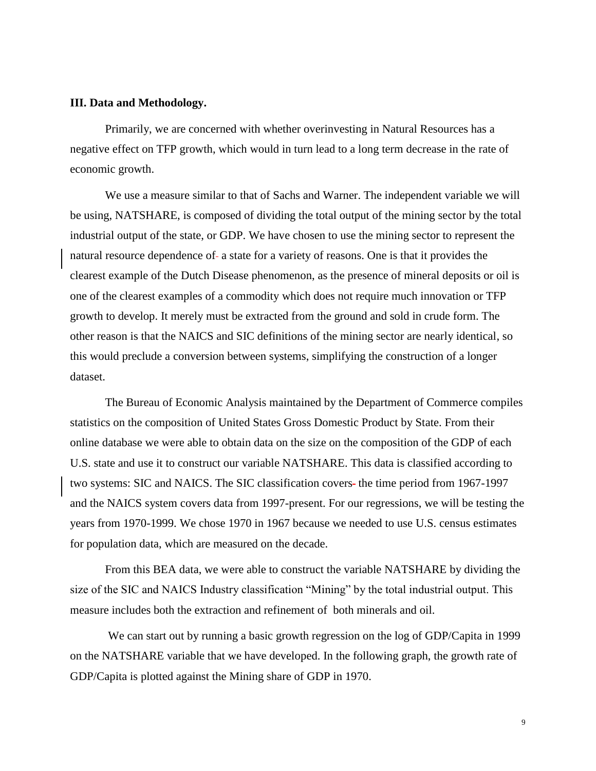### III. Data and Methodology.

Primarily, we are concerned with whether overinvesting in Natural Resources has a negative effect on TFP growth, which would in turn lead to a long term decrease in the rate of economic growth.

We use a measure similar to that of Sachs and Warner. The independent variable we will be using, NATSHARE, is composed of dividing the total output of the mining sector by the total industrial output of the state, or GDP. We have chosen to use the mining sector to represent the natural resource dependence of a state for a variety of reasons. One is that it provides the clearest example of the Dutch Disease phenomenon, as the presence of mineral deposits or oil is one of the clearest examples of a commodity which does not require much innovation or TFP growth to develop. It merely must be extracted from the ground and sold in crude form. The other reason is that the NAICS and SIC definitions of the mining sector are nearly identical, so this would preclude a conversion between systems, simplifying the construction of a longer dataset.

The Bureau of Economic Analysis maintained by the Department of Commerce compiles statistics on the composition of United States Gross Domestic Product by State. From their online database we were able to obtain data on the size on the composition of the GDP of each U.S. state and use it to construct our variable NATSHARE. This data is classified according to two systems: SIC and NAICS. The SIC classification covers the time period from 1967-1997 and the NAICS system covers data from 1997-present. For our regressions, we will be testing the years from 1970-1999. We chose 1970 in 1967 because we needed to use U.S. census estimates for population data, which are measured on the decade.

From this BEA data, we were able to construct the variable NATSHARE by dividing the size of the SIC and NAICS Industry classification "Mining" by the total industrial output. This measure includes both the extraction and refinement of both minerals and oil.

We can start out by running a basic growth regression on the log of GDP/Capita in 1999 on the NATSHARE variable that we have developed. In the following graph, the growth rate of GDP/Capita is plotted against the Mining share of GDP in 1970.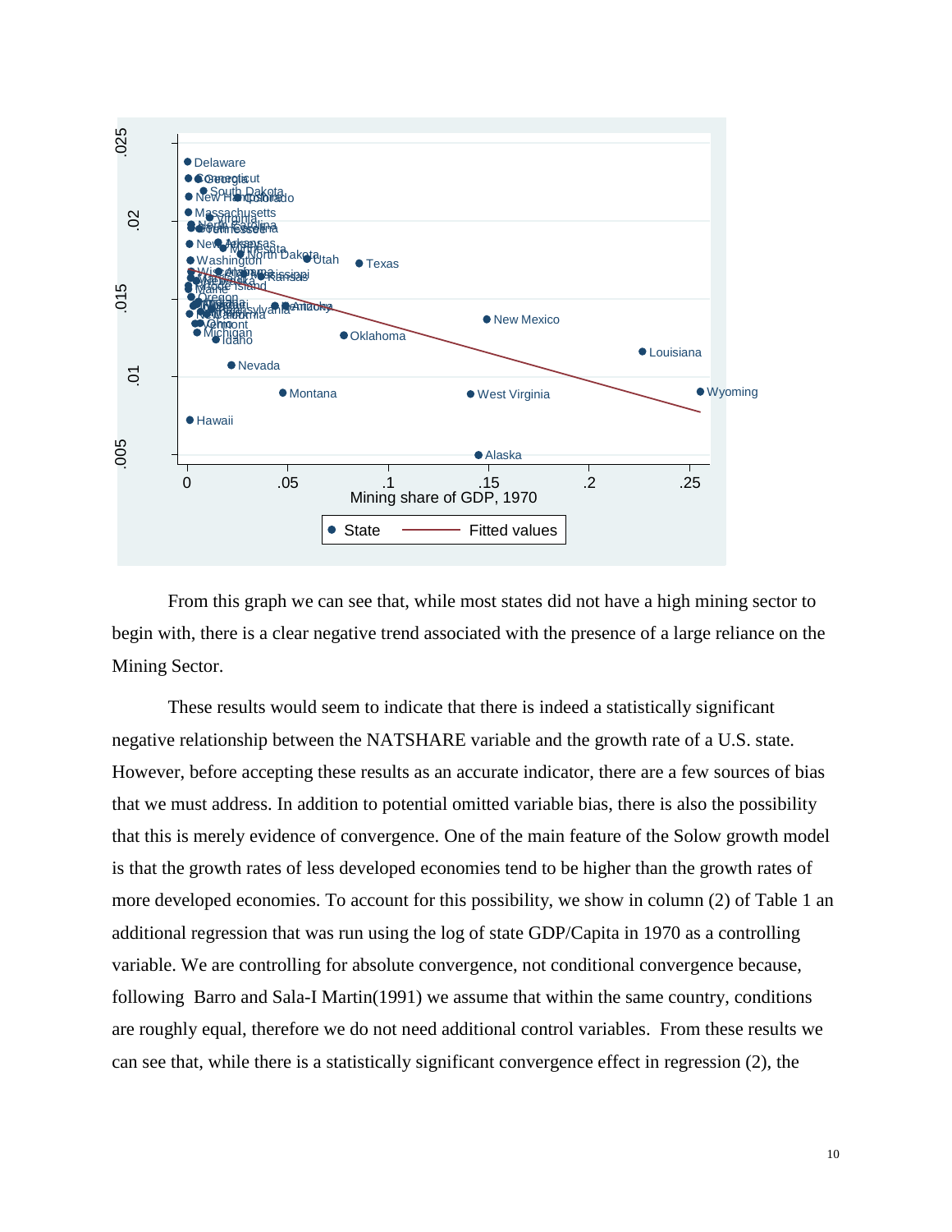From this graph we can see that, while most states did not have a high mining sector to begin with, there is a clear negative trend associated with the presence of a large reliance on the Mining Sector.

These results would seem to indicate that there is indeed a statistically significant negative relationship between the NATSHARE variable and the growth rate of a U.S. state. However, before accepting these results as an accurate indicator, there are a few sources of bias that we must address. In addition to potential omitted variable bias, there is also the possibility that this is merely evidence of convergence. One of the main feature of the Solow growth model is that the growth rates of less developed economies tend to be higher than the growth rates of more developed economies. To account for this possibility, we show in column (2) of Table 1 an additional regression that was run using the log of state GDP/Capita in 1970 as a controlling variable. We are controlling for absolute convergence, not conditional convergence because, following Barro and Sala-I Martin(1991) we assume that within the same country, conditions are roughly equal, therefore we do not need additional control variables. From these results we can see that, while there is a statistically significant convergence effect in regression (2), the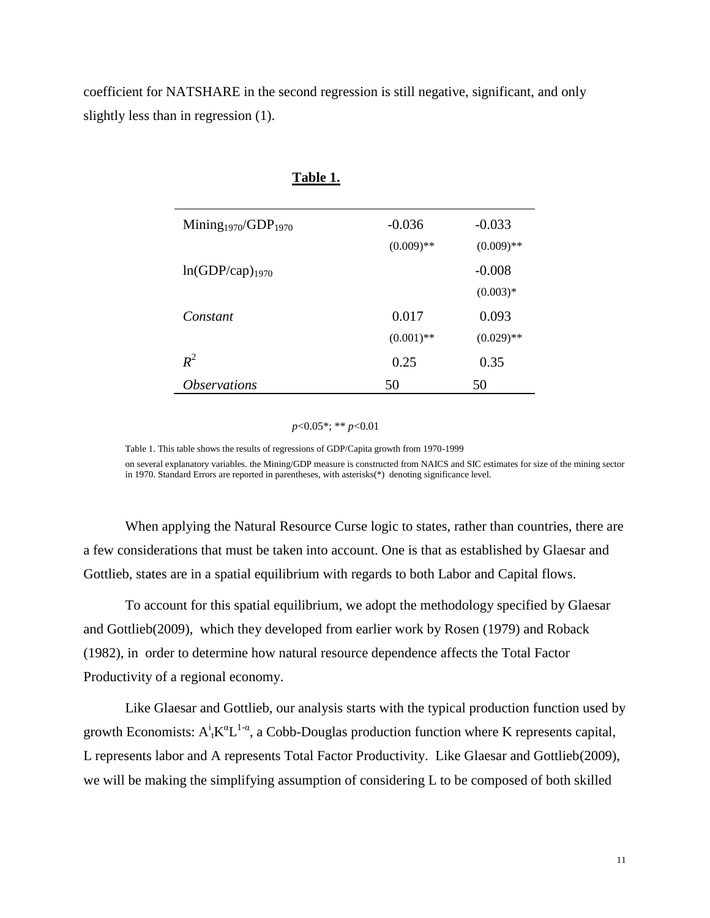coefficient for NATSHARE in the second regression is still negative, significant, and only slightly less than in regression (1).

**Table 1.**

| | | |
|---|---|---|
| $Mining_{1970}/GDP_{1970}$ | -0.036 | -0.033 |
| | (0.009)** | (0.009)** |
| $\ln(GDP/cap)_{1970}$ | | -0.008 |
| | | (0.003)* |
| *Constant* | 0.017 | 0.093 |
| | (0.001)** | (0.029)** |
| $R^2$ | 0.25 | 0.35 |
| *Observations* | 50 | 50 |

$p<0.05$*; ** $p<0.01$

Table 1. This table shows the results of regressions of GDP/Capita growth from 1970-1999 on several explanatory variables. the Mining/GDP measure is constructed from NAICS and SIC estimates for size of the mining sector in 1970. Standard Errors are reported in parentheses, with asterisks(*) denoting significance level.

When applying the Natural Resource Curse logic to states, rather than countries, there are a few considerations that must be taken into account. One is that as established by Glaesar and Gottlieb, states are in a spatial equilibrium with regards to both Labor and Capital flows.

To account for this spatial equilibrium, we adopt the methodology specified by Glaesar and Gottlieb(2009), which they developed from earlier work by Rosen (1979) and Roback (1982), in order to determine how natural resource dependence affects the Total Factor Productivity of a regional economy.

Like Glaesar and Gottlieb, our analysis starts with the typical production function used by growth Economists: $A^i_t K^\alpha L^{1-\alpha}$, a Cobb-Douglas production function where K represents capital, L represents labor and A represents Total Factor Productivity. Like Glaesar and Gottlieb(2009), we will be making the simplifying assumption of considering L to be composed of both skilled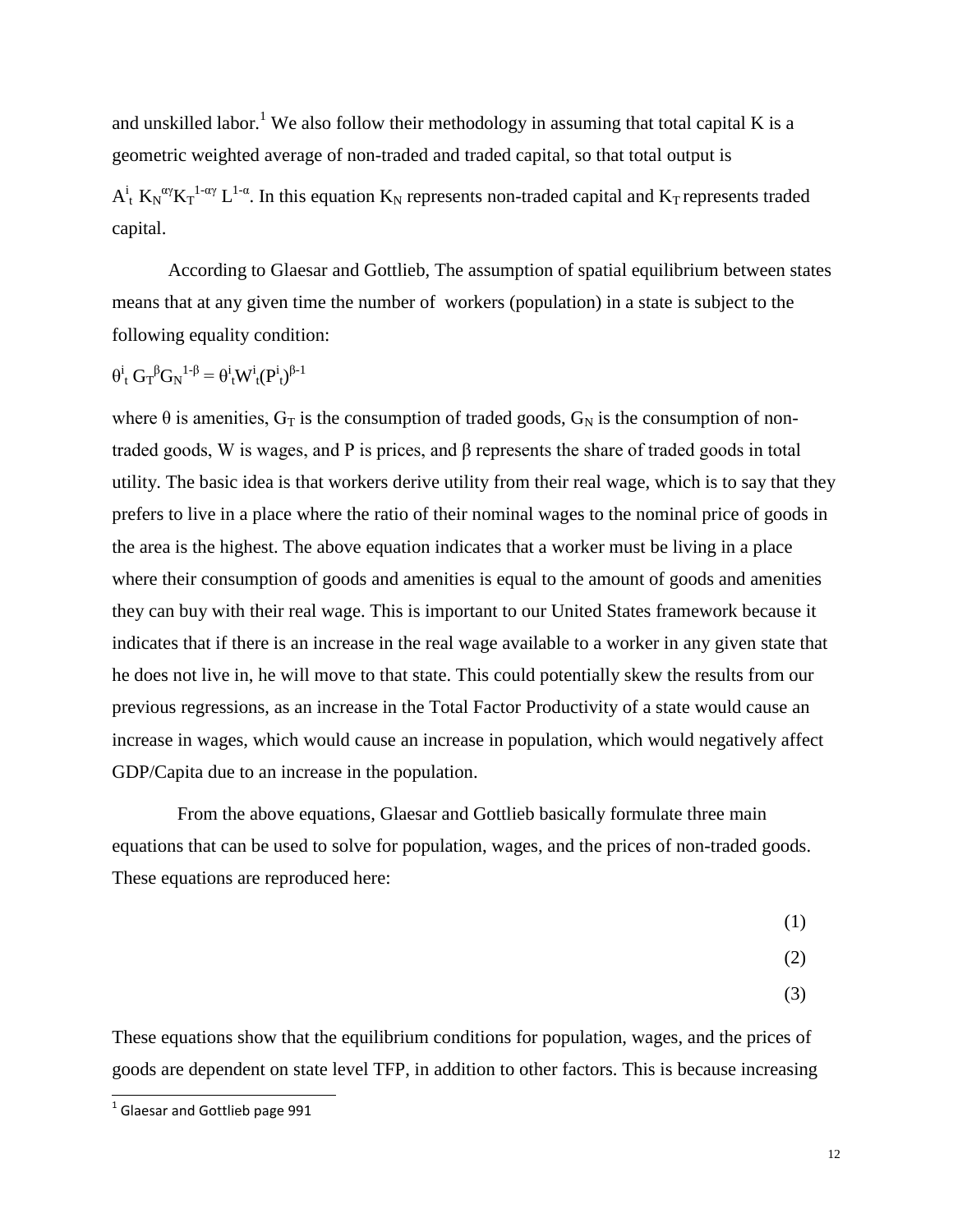and unskilled labor.[1] We also follow their methodology in assuming that total capital K is a geometric weighted average of non-traded and traded capital, so that total output is $A^i_t\ K_N^{\alpha\gamma} K_T^{1-\alpha\gamma}\ L^{1-\alpha}$. In this equation $K_N$ represents non-traded capital and $K_T$ represents traded capital.

According to Glaesar and Gottlieb, The assumption of spatial equilibrium between states means that at any given time the number of workers (population) in a state is subject to the following equality condition:

$$\theta^i_t\ G_T^{\beta} G_N^{1-\beta} = \theta^i_t W^i_t (P^i_t)^{\beta-1}$$

where θ is amenities, $G_T$ is the consumption of traded goods, $G_N$ is the consumption of non-traded goods, W is wages, and P is prices, and β represents the share of traded goods in total utility. The basic idea is that workers derive utility from their real wage, which is to say that they prefers to live in a place where the ratio of their nominal wages to the nominal price of goods in the area is the highest. The above equation indicates that a worker must be living in a place where their consumption of goods and amenities is equal to the amount of goods and amenities they can buy with their real wage. This is important to our United States framework because it indicates that if there is an increase in the real wage available to a worker in any given state that he does not live in, he will move to that state. This could potentially skew the results from our previous regressions, as an increase in the Total Factor Productivity of a state would cause an increase in wages, which would cause an increase in population, which would negatively affect GDP/Capita due to an increase in the population.

From the above equations, Glaesar and Gottlieb basically formulate three main equations that can be used to solve for population, wages, and the prices of non-traded goods. These equations are reproduced here:

(1)

(2)

(3)

These equations show that the equilibrium conditions for population, wages, and the prices of goods are dependent on state level TFP, in addition to other factors. This is because increasing

[1] Glaesar and Gottlieb page 991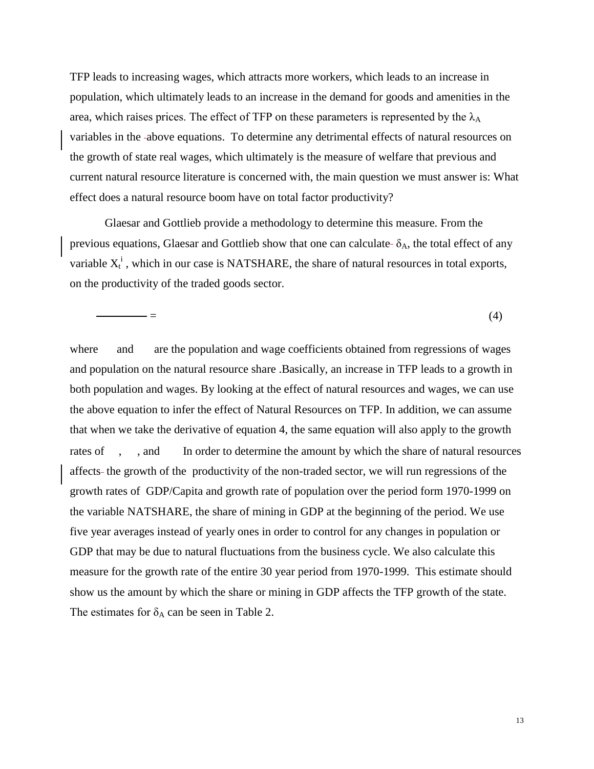TFP leads to increasing wages, which attracts more workers, which leads to an increase in population, which ultimately leads to an increase in the demand for goods and amenities in the area, which raises prices. The effect of TFP on these parameters is represented by the $\lambda_A$ variables in the above equations. To determine any detrimental effects of natural resources on the growth of state real wages, which ultimately is the measure of welfare that previous and current natural resource literature is concerned with, the main question we must answer is: What effect does a natural resource boom have on total factor productivity?

Glaesar and Gottlieb provide a methodology to determine this measure. From the previous equations, Glaesar and Gottlieb show that one can calculate $\delta_A$, the total effect of any variable $X_t^i$, which in our case is NATSHARE, the share of natural resources in total exports, on the productivity of the traded goods sector.

$$\frac{\quad}{\quad} = \tag{4}$$

where and are the population and wage coefficients obtained from regressions of wages and population on the natural resource share .Basically, an increase in TFP leads to a growth in both population and wages. By looking at the effect of natural resources and wages, we can use the above equation to infer the effect of Natural Resources on TFP. In addition, we can assume that when we take the derivative of equation 4, the same equation will also apply to the growth rates of , , and In order to determine the amount by which the share of natural resources affects the growth of the productivity of the non-traded sector, we will run regressions of the growth rates of GDP/Capita and growth rate of population over the period form 1970-1999 on the variable NATSHARE, the share of mining in GDP at the beginning of the period. We use five year averages instead of yearly ones in order to control for any changes in population or GDP that may be due to natural fluctuations from the business cycle. We also calculate this measure for the growth rate of the entire 30 year period from 1970-1999. This estimate should show us the amount by which the share or mining in GDP affects the TFP growth of the state. The estimates for $\delta_A$ can be seen in Table 2.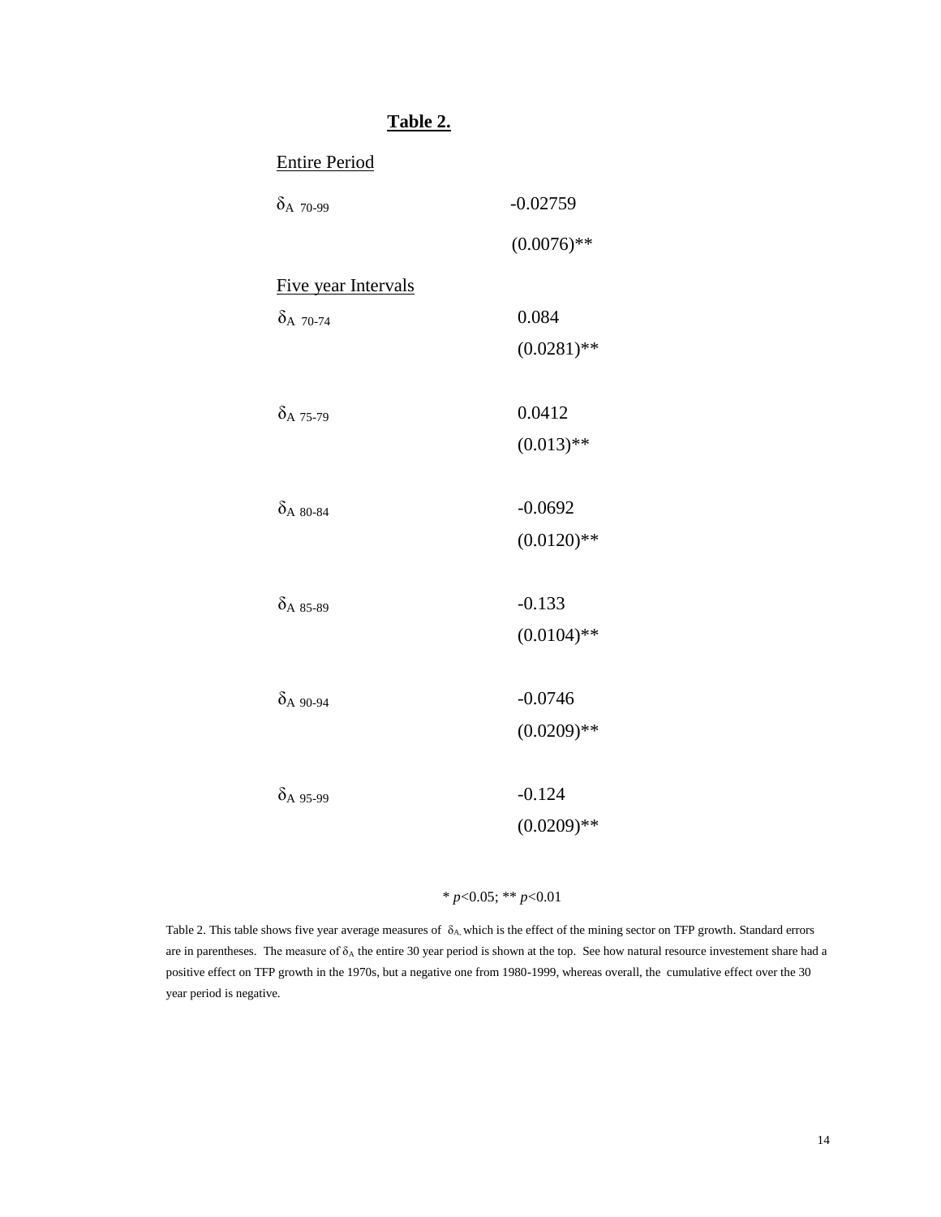**Table 2.**

| | |
|---|---|
| <u>Entire Period</u> | |
| $\delta_{A\ 70\text{-}99}$ | -0.02759 |
| | (0.0076)** |
| <u>Five year Intervals</u> | |
| $\delta_{A\ 70\text{-}74}$ | 0.084 |
| | (0.0281)** |
| $\delta_{A\ 75\text{-}79}$ | 0.0412 |
| | (0.013)** |
| $\delta_{A\ 80\text{-}84}$ | -0.0692 |
| | (0.0120)** |
| $\delta_{A\ 85\text{-}89}$ | -0.133 |
| | (0.0104)** |
| $\delta_{A\ 90\text{-}94}$ | -0.0746 |
| | (0.0209)** |
| $\delta_{A\ 95\text{-}99}$ | -0.124 |
| | (0.0209)** |

* $p<0.05$; ** $p<0.01$

Table 2. This table shows five year average measures of $\delta_A$, which is the effect of the mining sector on TFP growth. Standard errors are in parentheses. The measure of $\delta_A$ the entire 30 year period is shown at the top. See how natural resource investement share had a positive effect on TFP growth in the 1970s, but a negative one from 1980-1999, whereas overall, the cumulative effect over the 30 year period is negative.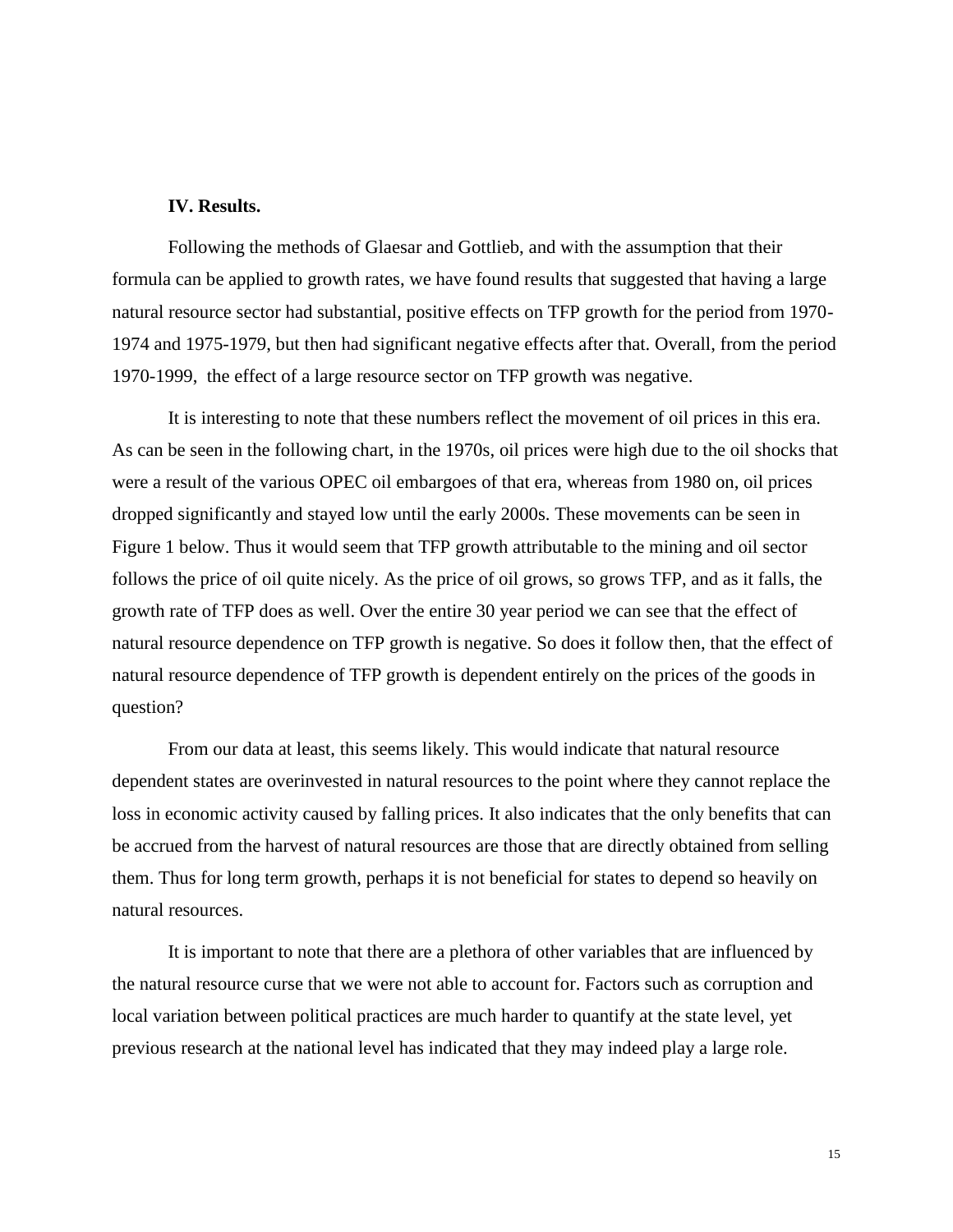## IV. Results.

Following the methods of Glaesar and Gottlieb, and with the assumption that their formula can be applied to growth rates, we have found results that suggested that having a large natural resource sector had substantial, positive effects on TFP growth for the period from 1970-1974 and 1975-1979, but then had significant negative effects after that. Overall, from the period 1970-1999, the effect of a large resource sector on TFP growth was negative.

It is interesting to note that these numbers reflect the movement of oil prices in this era. As can be seen in the following chart, in the 1970s, oil prices were high due to the oil shocks that were a result of the various OPEC oil embargoes of that era, whereas from 1980 on, oil prices dropped significantly and stayed low until the early 2000s. These movements can be seen in Figure 1 below. Thus it would seem that TFP growth attributable to the mining and oil sector follows the price of oil quite nicely. As the price of oil grows, so grows TFP, and as it falls, the growth rate of TFP does as well. Over the entire 30 year period we can see that the effect of natural resource dependence on TFP growth is negative. So does it follow then, that the effect of natural resource dependence of TFP growth is dependent entirely on the prices of the goods in question?

From our data at least, this seems likely. This would indicate that natural resource dependent states are overinvested in natural resources to the point where they cannot replace the loss in economic activity caused by falling prices. It also indicates that the only benefits that can be accrued from the harvest of natural resources are those that are directly obtained from selling them. Thus for long term growth, perhaps it is not beneficial for states to depend so heavily on natural resources.

It is important to note that there are a plethora of other variables that are influenced by the natural resource curse that we were not able to account for. Factors such as corruption and local variation between political practices are much harder to quantify at the state level, yet previous research at the national level has indicated that they may indeed play a large role.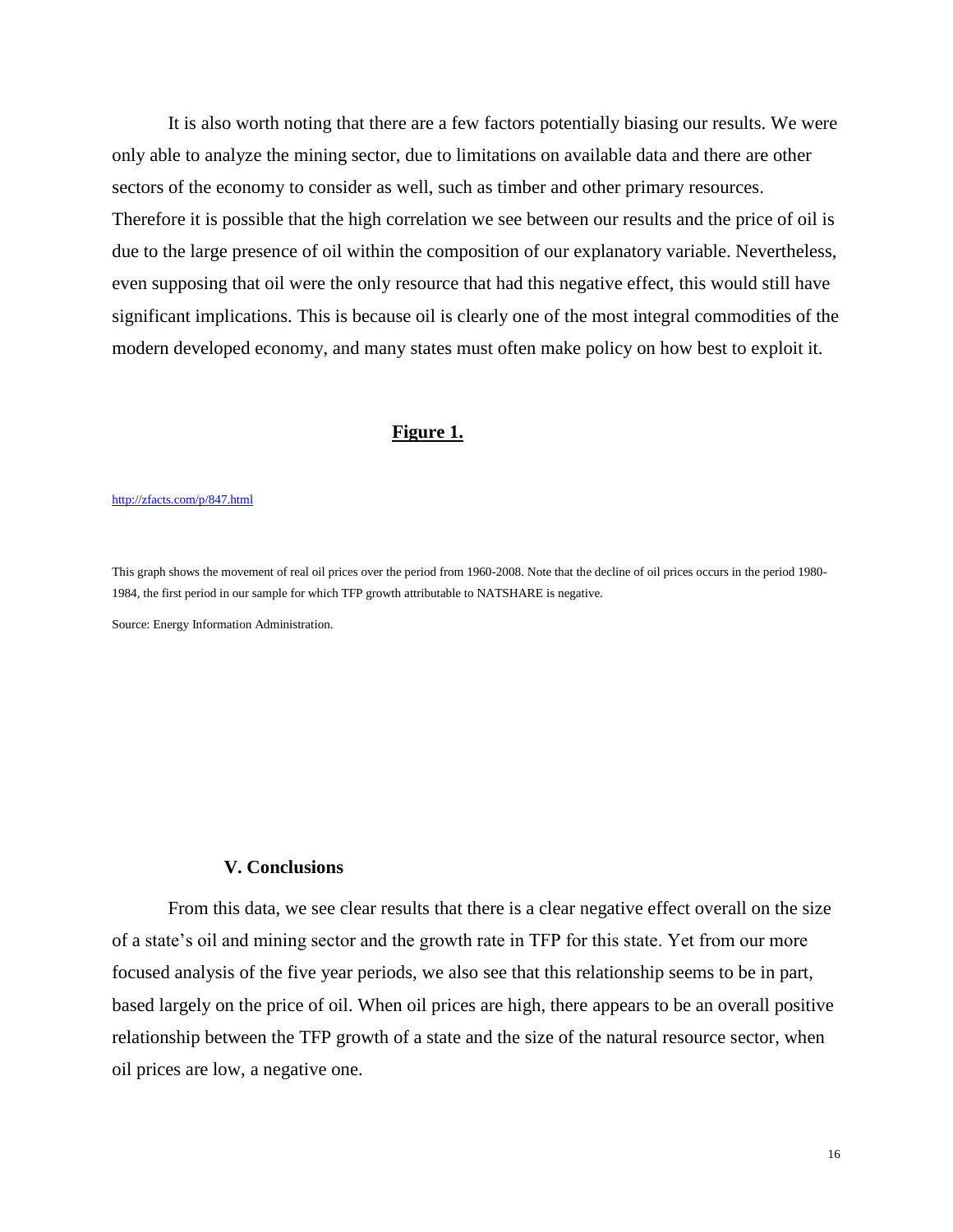It is also worth noting that there are a few factors potentially biasing our results. We were only able to analyze the mining sector, due to limitations on available data and there are other sectors of the economy to consider as well, such as timber and other primary resources. Therefore it is possible that the high correlation we see between our results and the price of oil is due to the large presence of oil within the composition of our explanatory variable. Nevertheless, even supposing that oil were the only resource that had this negative effect, this would still have significant implications. This is because oil is clearly one of the most integral commodities of the modern developed economy, and many states must often make policy on how best to exploit it.

**Figure 1.**

http://zfacts.com/p/847.html

This graph shows the movement of real oil prices over the period from 1960-2008. Note that the decline of oil prices occurs in the period 1980-1984, the first period in our sample for which TFP growth attributable to NATSHARE is negative.

Source: Energy Information Administration.

### V. Conclusions

From this data, we see clear results that there is a clear negative effect overall on the size of a state's oil and mining sector and the growth rate in TFP for this state. Yet from our more focused analysis of the five year periods, we also see that this relationship seems to be in part, based largely on the price of oil. When oil prices are high, there appears to be an overall positive relationship between the TFP growth of a state and the size of the natural resource sector, when oil prices are low, a negative one.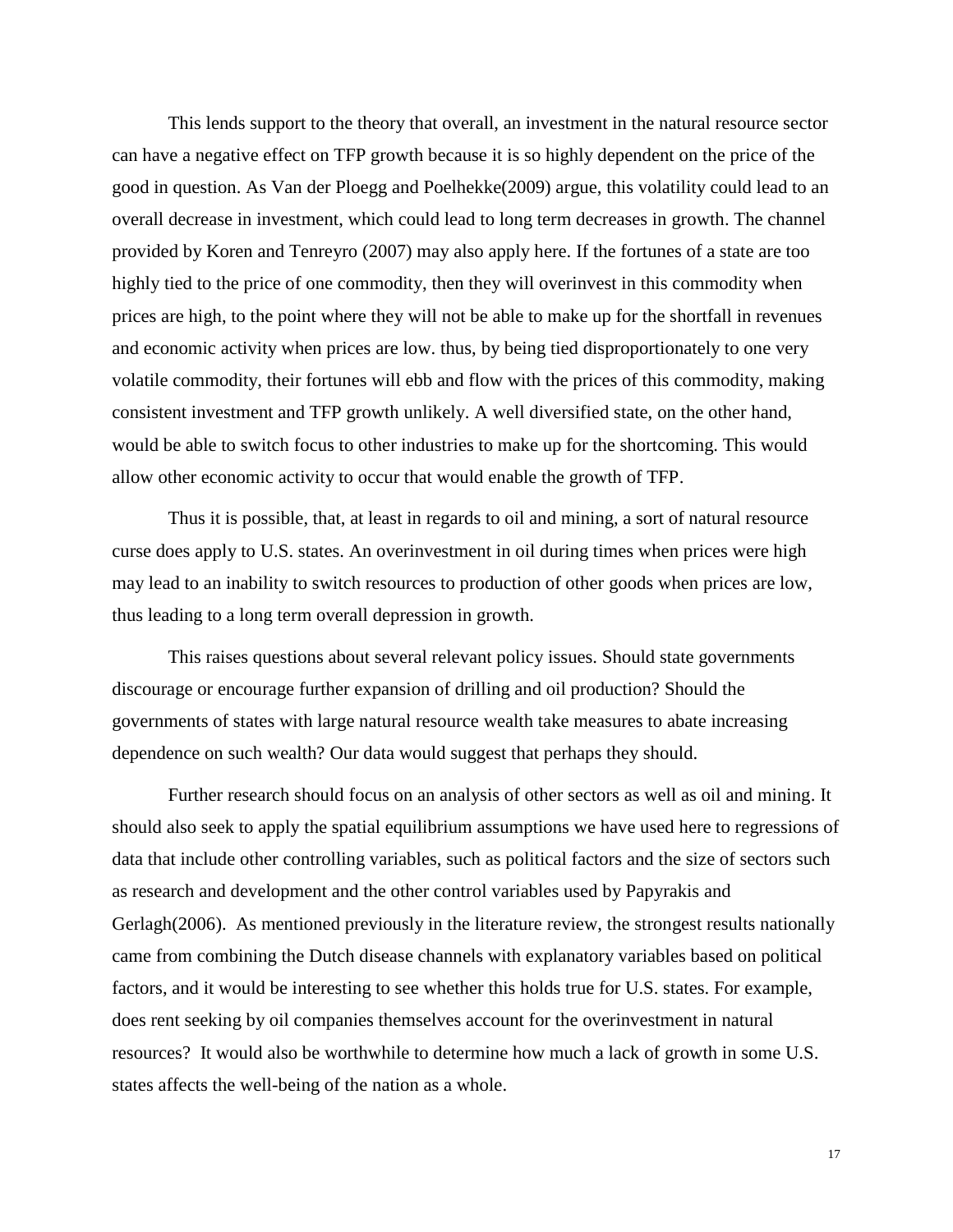This lends support to the theory that overall, an investment in the natural resource sector can have a negative effect on TFP growth because it is so highly dependent on the price of the good in question. As Van der Ploegg and Poelhekke(2009) argue, this volatility could lead to an overall decrease in investment, which could lead to long term decreases in growth. The channel provided by Koren and Tenreyro (2007) may also apply here. If the fortunes of a state are too highly tied to the price of one commodity, then they will overinvest in this commodity when prices are high, to the point where they will not be able to make up for the shortfall in revenues and economic activity when prices are low. thus, by being tied disproportionately to one very volatile commodity, their fortunes will ebb and flow with the prices of this commodity, making consistent investment and TFP growth unlikely. A well diversified state, on the other hand, would be able to switch focus to other industries to make up for the shortcoming. This would allow other economic activity to occur that would enable the growth of TFP.

Thus it is possible, that, at least in regards to oil and mining, a sort of natural resource curse does apply to U.S. states. An overinvestment in oil during times when prices were high may lead to an inability to switch resources to production of other goods when prices are low, thus leading to a long term overall depression in growth.

This raises questions about several relevant policy issues. Should state governments discourage or encourage further expansion of drilling and oil production? Should the governments of states with large natural resource wealth take measures to abate increasing dependence on such wealth? Our data would suggest that perhaps they should.

Further research should focus on an analysis of other sectors as well as oil and mining. It should also seek to apply the spatial equilibrium assumptions we have used here to regressions of data that include other controlling variables, such as political factors and the size of sectors such as research and development and the other control variables used by Papyrakis and Gerlagh(2006). As mentioned previously in the literature review, the strongest results nationally came from combining the Dutch disease channels with explanatory variables based on political factors, and it would be interesting to see whether this holds true for U.S. states. For example, does rent seeking by oil companies themselves account for the overinvestment in natural resources? It would also be worthwhile to determine how much a lack of growth in some U.S. states affects the well-being of the nation as a whole.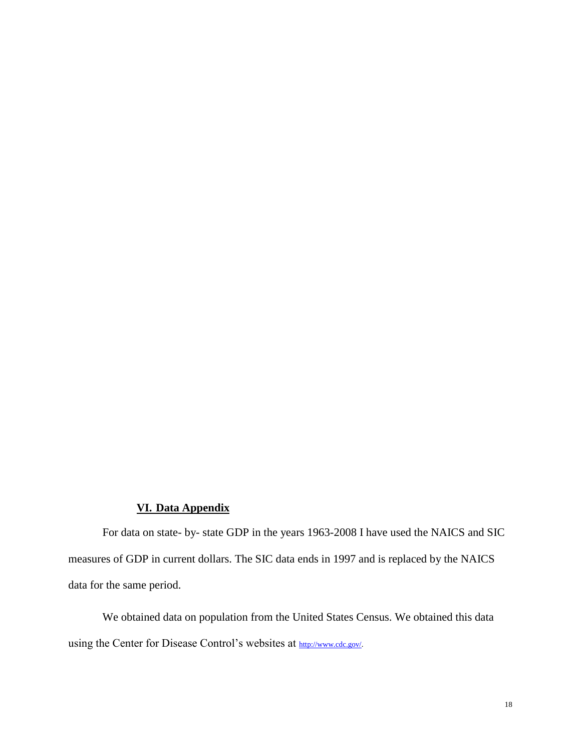## VI. Data Appendix

For data on state- by- state GDP in the years 1963-2008 I have used the NAICS and SIC measures of GDP in current dollars. The SIC data ends in 1997 and is replaced by the NAICS data for the same period.

We obtained data on population from the United States Census. We obtained this data using the Center for Disease Control's websites at http://www.cdc.gov/.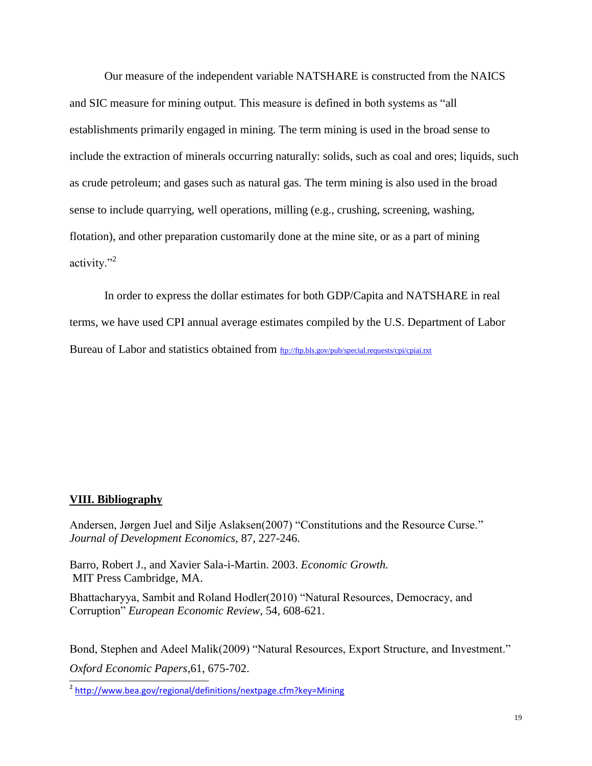Our measure of the independent variable NATSHARE is constructed from the NAICS and SIC measure for mining output. This measure is defined in both systems as "all establishments primarily engaged in mining. The term mining is used in the broad sense to include the extraction of minerals occurring naturally: solids, such as coal and ores; liquids, such as crude petroleum; and gases such as natural gas. The term mining is also used in the broad sense to include quarrying, well operations, milling (e.g., crushing, screening, washing, flotation), and other preparation customarily done at the mine site, or as a part of mining activity."[2]

In order to express the dollar estimates for both GDP/Capita and NATSHARE in real terms, we have used CPI annual average estimates compiled by the U.S. Department of Labor Bureau of Labor and statistics obtained from ftp://ftp.bls.gov/pub/special.requests/cpi/cpiai.txt

## VIII. Bibliography

Andersen, Jørgen Juel and Silje Aslaksen(2007) "Constitutions and the Resource Curse." *Journal of Development Economics*, 87, 227-246.

Barro, Robert J., and Xavier Sala-i-Martin. 2003. *Economic Growth.* MIT Press Cambridge, MA.

Bhattacharyya, Sambit and Roland Hodler(2010) "Natural Resources, Democracy, and Corruption" *European Economic Review*, 54, 608-621.

Bond, Stephen and Adeel Malik(2009) "Natural Resources, Export Structure, and Investment." *Oxford Economic Papers*,61, 675-702.

[2] http://www.bea.gov/regional/definitions/nextpage.cfm?key=Mining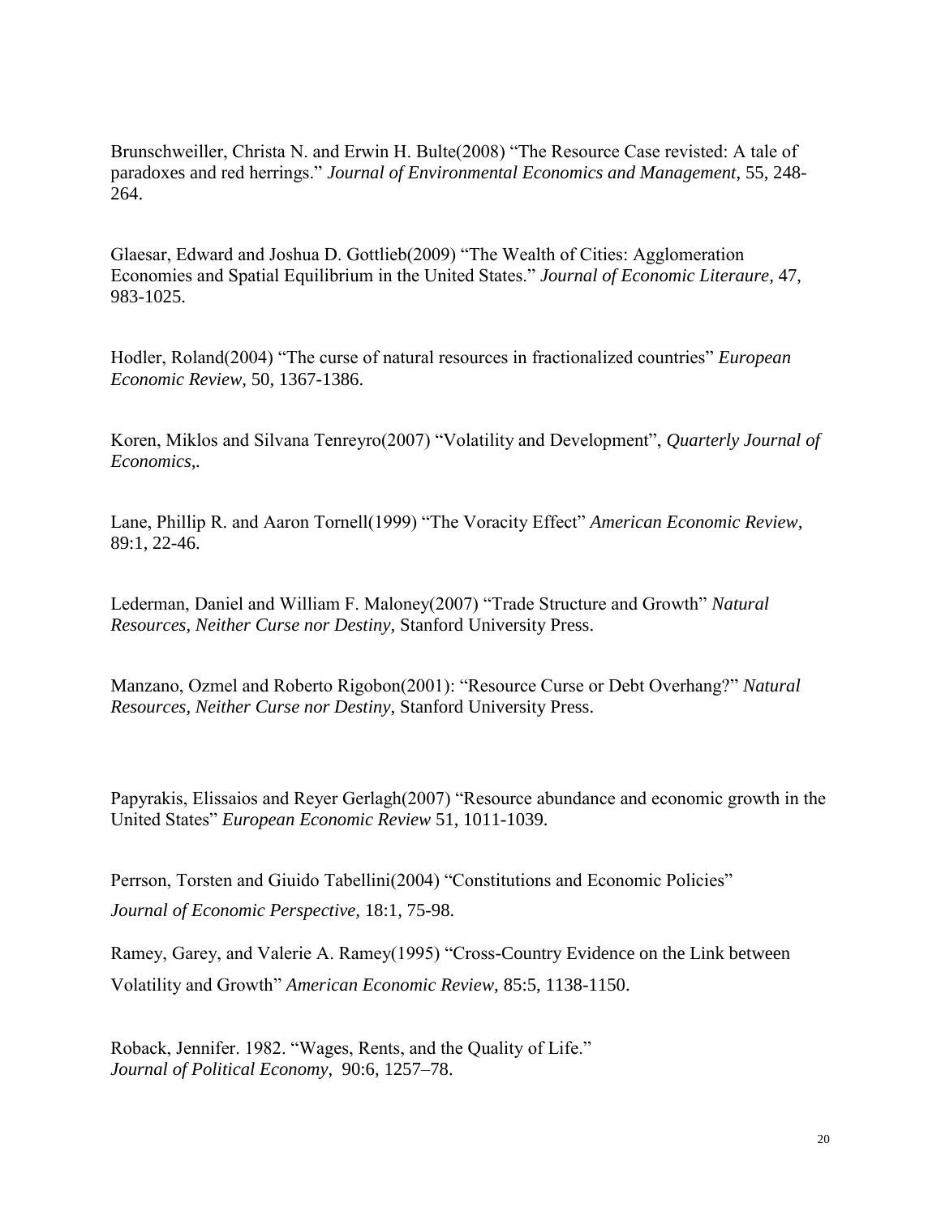Brunschweiller, Christa N. and Erwin H. Bulte(2008) "The Resource Case revisted: A tale of paradoxes and red herrings." *Journal of Environmental Economics and Management*, 55, 248-264.

Glaesar, Edward and Joshua D. Gottlieb(2009) "The Wealth of Cities: Agglomeration Economies and Spatial Equilibrium in the United States." *Journal of Economic Literaure*, 47, 983-1025.

Hodler, Roland(2004) "The curse of natural resources in fractionalized countries" *European Economic Review*, 50, 1367-1386.

Koren, Miklos and Silvana Tenreyro(2007) "Volatility and Development", *Quarterly Journal of Economics*,.

Lane, Phillip R. and Aaron Tornell(1999) "The Voracity Effect" *American Economic Review*, 89:1, 22-46.

Lederman, Daniel and William F. Maloney(2007) "Trade Structure and Growth" *Natural Resources, Neither Curse nor Destiny*, Stanford University Press.

Manzano, Ozmel and Roberto Rigobon(2001): "Resource Curse or Debt Overhang?" *Natural Resources, Neither Curse nor Destiny*, Stanford University Press.

Papyrakis, Elissaios and Reyer Gerlagh(2007) "Resource abundance and economic growth in the United States" *European Economic Review* 51, 1011-1039.

Perrson, Torsten and Giuido Tabellini(2004) "Constitutions and Economic Policies" *Journal of Economic Perspective*, 18:1, 75-98.

Ramey, Garey, and Valerie A. Ramey(1995) "Cross-Country Evidence on the Link between Volatility and Growth" *American Economic Review*, 85:5, 1138-1150.

Roback, Jennifer. 1982. "Wages, Rents, and the Quality of Life." *Journal of Political Economy*, 90:6, 1257–78.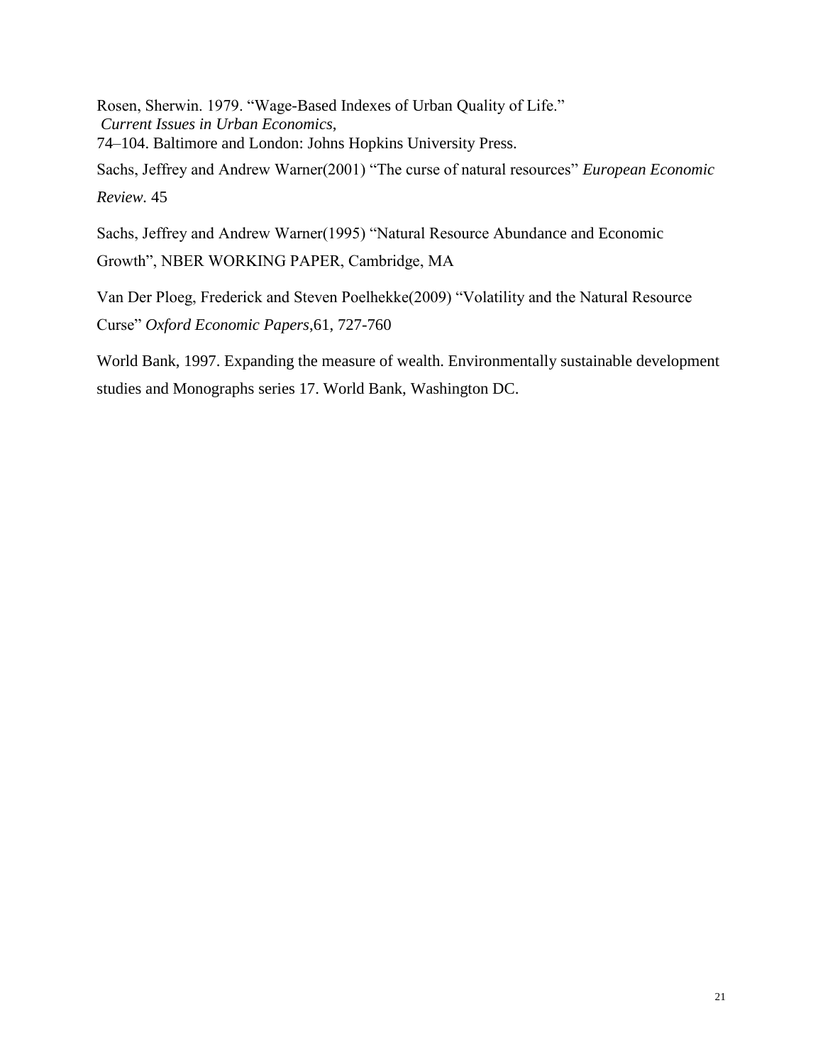Rosen, Sherwin. 1979. "Wage-Based Indexes of Urban Quality of Life." *Current Issues in Urban Economics*, 74–104. Baltimore and London: Johns Hopkins University Press.

Sachs, Jeffrey and Andrew Warner(2001) "The curse of natural resources" *European Economic Review*. 45

Sachs, Jeffrey and Andrew Warner(1995) "Natural Resource Abundance and Economic Growth", NBER WORKING PAPER, Cambridge, MA

Van Der Ploeg, Frederick and Steven Poelhekke(2009) "Volatility and the Natural Resource Curse" *Oxford Economic Papers*,61, 727-760

World Bank, 1997. Expanding the measure of wealth. Environmentally sustainable development studies and Monographs series 17. World Bank, Washington DC.